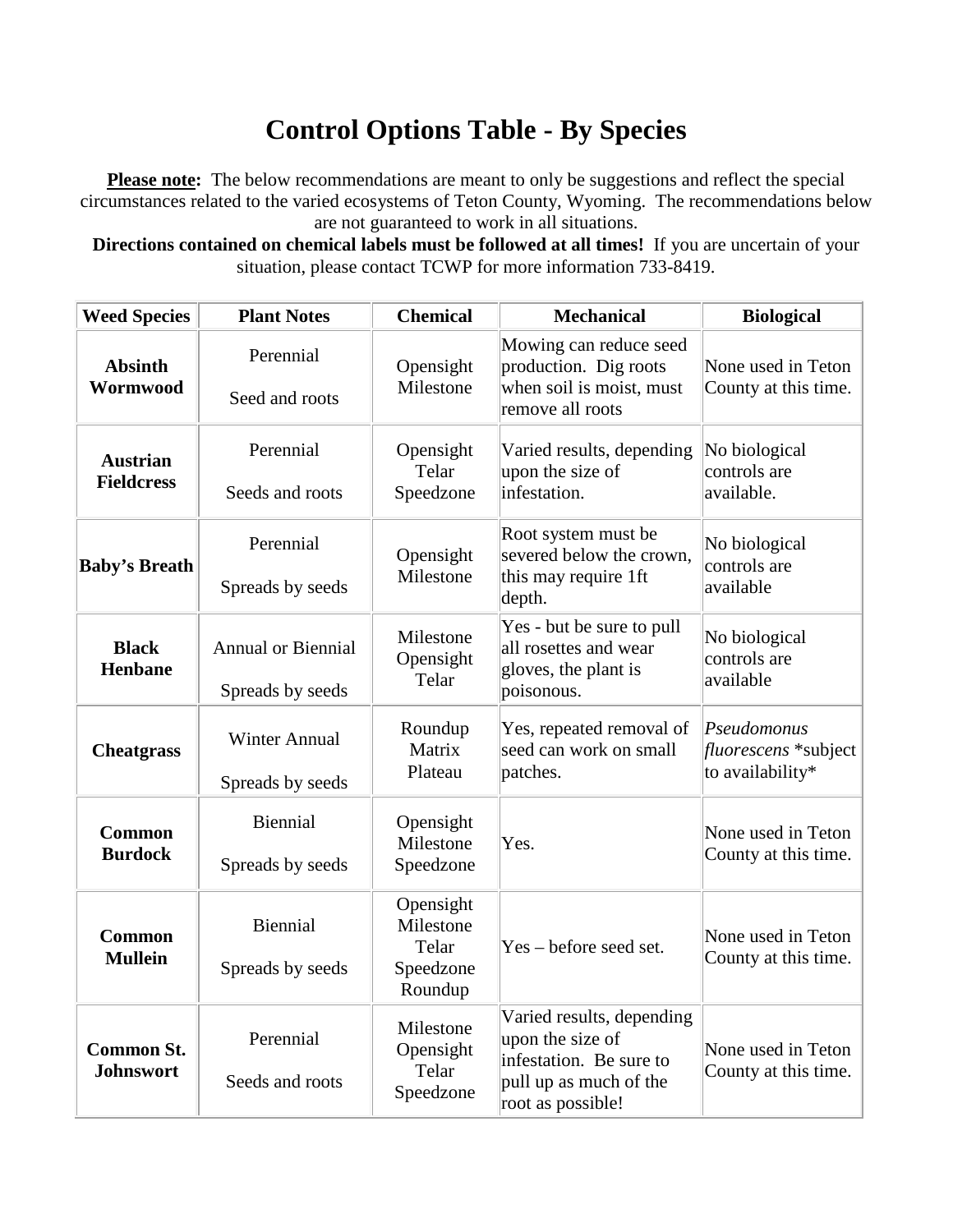# Control Options Table - By Species

**Please note:** The below recommendations are meant to only be suggestions and reflect the special circumstances related to the varied ecosystems of Teton County, Wyoming. The recommendations below are not guaranteed to work in all situations.

**Directions contained on chemical labels must be followed at all times!** If you are uncertain of your situation, please contact TCWP for more information 733-8419.

| Weed Species | Plant Notes | Chemical | Mechanical | Biological |
|---|---|---|---|---|
| **Absinth Wormwood** | Perennial<br><br>Seed and roots | Opensight<br>Milestone | Mowing can reduce seed production. Dig roots when soil is moist, must remove all roots | None used in Teton County at this time. |
| **Austrian Fieldcress** | Perennial<br><br>Seeds and roots | Opensight<br>Telar<br>Speedzone | Varied results, depending upon the size of infestation. | No biological controls are available. |
| **Baby's Breath** | Perennial<br><br>Spreads by seeds | Opensight<br>Milestone | Root system must be severed below the crown, this may require 1ft depth. | No biological controls are available |
| **Black Henbane** | Annual or Biennial<br><br>Spreads by seeds | Milestone<br>Opensight<br>Telar | Yes - but be sure to pull all rosettes and wear gloves, the plant is poisonous. | No biological controls are available |
| **Cheatgrass** | Winter Annual<br><br>Spreads by seeds | Roundup<br>Matrix<br>Plateau | Yes, repeated removal of seed can work on small patches. | *Pseudomonus fluorescens* *subject to availability* |
| **Common Burdock** | Biennial<br><br>Spreads by seeds | Opensight<br>Milestone<br>Speedzone | Yes. | None used in Teton County at this time. |
| **Common Mullein** | Biennial<br><br>Spreads by seeds | Opensight<br>Milestone<br>Telar<br>Speedzone<br>Roundup | Yes – before seed set. | None used in Teton County at this time. |
| **Common St. Johnswort** | Perennial<br><br>Seeds and roots | Milestone<br>Opensight<br>Telar<br>Speedzone | Varied results, depending upon the size of infestation. Be sure to pull up as much of the root as possible! | None used in Teton County at this time. |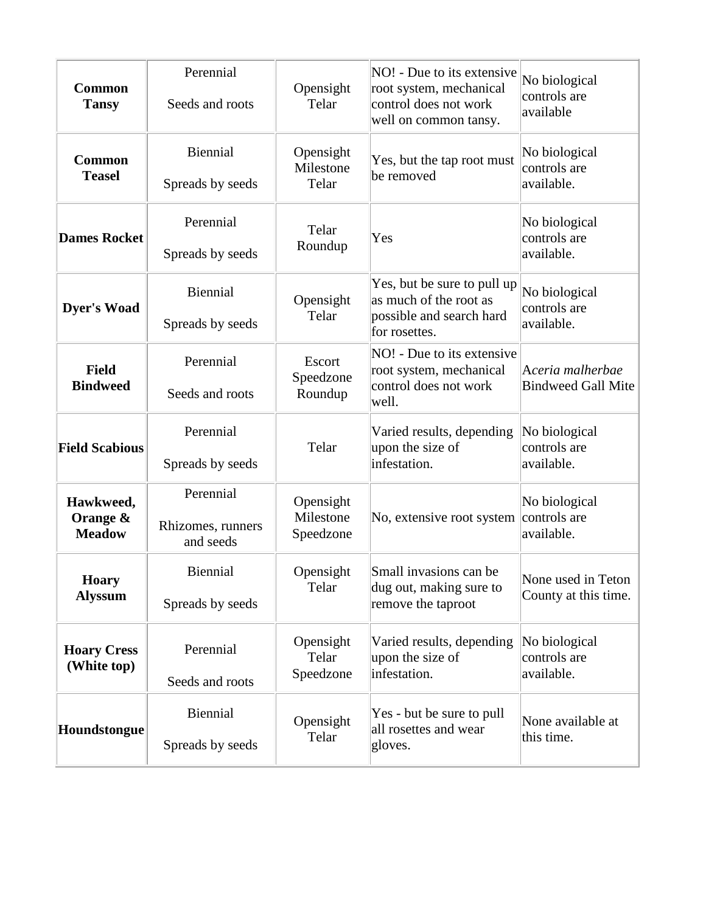| | | | | |
|---|---|---|---|---|
| **Common Tansy** | Perennial<br><br>Seeds and roots | Opensight<br>Telar | NO! - Due to its extensive root system, mechanical control does not work well on common tansy. | No biological controls are available |
| **Common Teasel** | Biennial<br><br>Spreads by seeds | Opensight<br>Milestone<br>Telar | Yes, but the tap root must be removed | No biological controls are available. |
| **Dames Rocket** | Perennial<br><br>Spreads by seeds | Telar<br>Roundup | Yes | No biological controls are available. |
| **Dyer's Woad** | Biennial<br><br>Spreads by seeds | Opensight<br>Telar | Yes, but be sure to pull up as much of the root as possible and search hard for rosettes. | No biological controls are available. |
| **Field Bindweed** | Perennial<br><br>Seeds and roots | Escort<br>Speedzone<br>Roundup | NO! - Due to its extensive root system, mechanical control does not work well. | *Aceria malherbae* Bindweed Gall Mite |
| **Field Scabious** | Perennial<br><br>Spreads by seeds | Telar | Varied results, depending upon the size of infestation. | No biological controls are available. |
| **Hawkweed, Orange & Meadow** | Perennial<br><br>Rhizomes, runners and seeds | Opensight<br>Milestone<br>Speedzone | No, extensive root system | No biological controls are available. |
| **Hoary Alyssum** | Biennial<br><br>Spreads by seeds | Opensight<br>Telar | Small invasions can be dug out, making sure to remove the taproot | None used in Teton County at this time. |
| **Hoary Cress (White top)** | Perennial<br><br>Seeds and roots | Opensight<br>Telar<br>Speedzone | Varied results, depending upon the size of infestation. | No biological controls are available. |
| **Houndstongue** | Biennial<br><br>Spreads by seeds | Opensight<br>Telar | Yes - but be sure to pull all rosettes and wear gloves. | None available at this time. |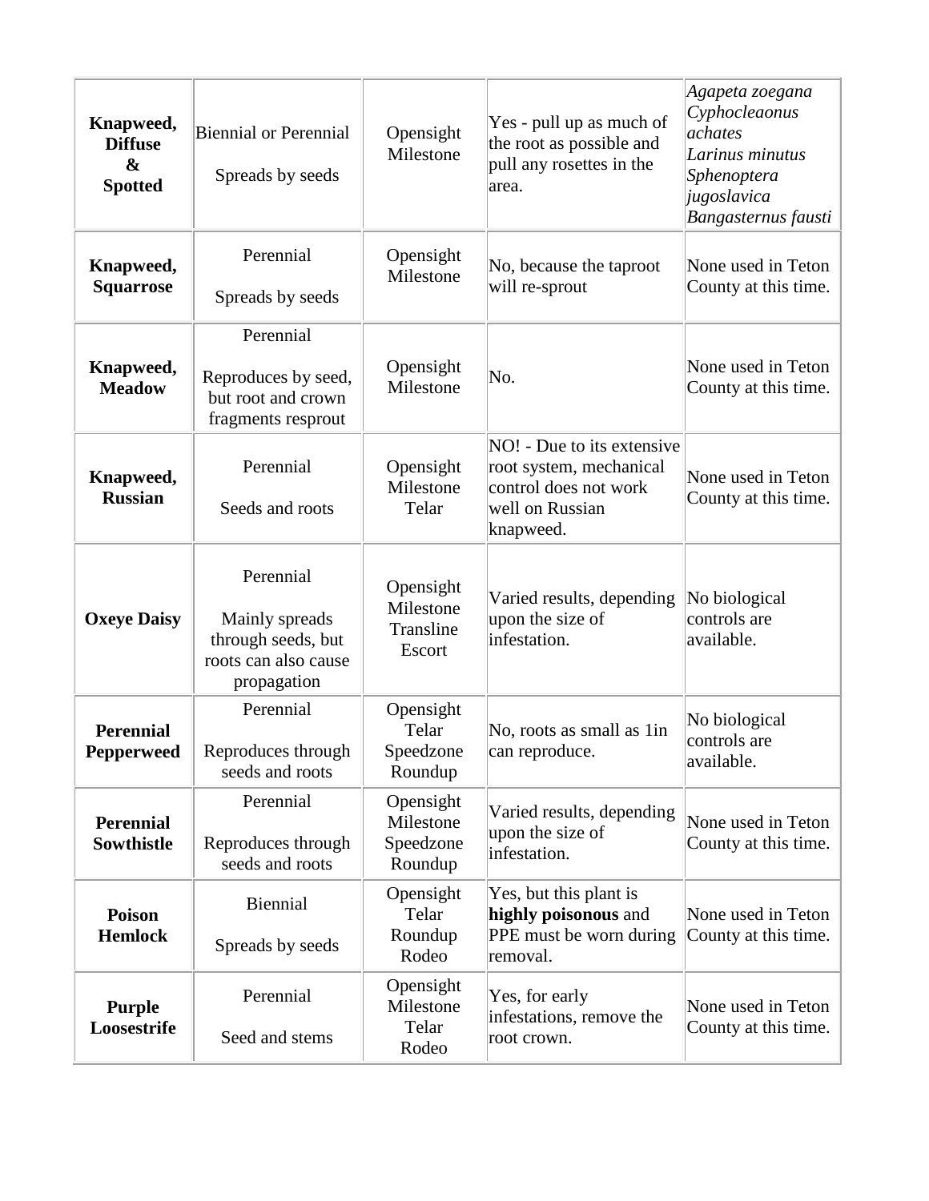| | | | | |
|---|---|---|---|---|
| **Knapweed, Diffuse & Spotted** | Biennial or Perennial<br><br>Spreads by seeds | Opensight<br>Milestone | Yes - pull up as much of the root as possible and pull any rosettes in the area. | *Agapeta zoegana*<br>*Cyphocleaonus achates*<br>*Larinus minutus*<br>*Sphenoptera jugoslavica*<br>*Bangasternus fausti* |
| **Knapweed, Squarrose** | Perennial<br><br>Spreads by seeds | Opensight<br>Milestone | No, because the taproot will re-sprout | None used in Teton County at this time. |
| **Knapweed, Meadow** | Perennial<br><br>Reproduces by seed, but root and crown fragments resprout | Opensight<br>Milestone | No. | None used in Teton County at this time. |
| **Knapweed, Russian** | Perennial<br><br>Seeds and roots | Opensight<br>Milestone<br>Telar | NO! - Due to its extensive root system, mechanical control does not work well on Russian knapweed. | None used in Teton County at this time. |
| **Oxeye Daisy** | Perennial<br><br>Mainly spreads through seeds, but roots can also cause propagation | Opensight<br>Milestone<br>Transline<br>Escort | Varied results, depending upon the size of infestation. | No biological controls are available. |
| **Perennial Pepperweed** | Perennial<br><br>Reproduces through seeds and roots | Opensight<br>Telar<br>Speedzone<br>Roundup | No, roots as small as 1in can reproduce. | No biological controls are available. |
| **Perennial Sowthistle** | Perennial<br><br>Reproduces through seeds and roots | Opensight<br>Milestone<br>Speedzone<br>Roundup | Varied results, depending upon the size of infestation. | None used in Teton County at this time. |
| **Poison Hemlock** | Biennial<br><br>Spreads by seeds | Opensight<br>Telar<br>Roundup<br>Rodeo | Yes, but this plant is **highly poisonous** and PPE must be worn during removal. | None used in Teton County at this time. |
| **Purple Loosestrife** | Perennial<br><br>Seed and stems | Opensight<br>Milestone<br>Telar<br>Rodeo | Yes, for early infestations, remove the root crown. | None used in Teton County at this time. |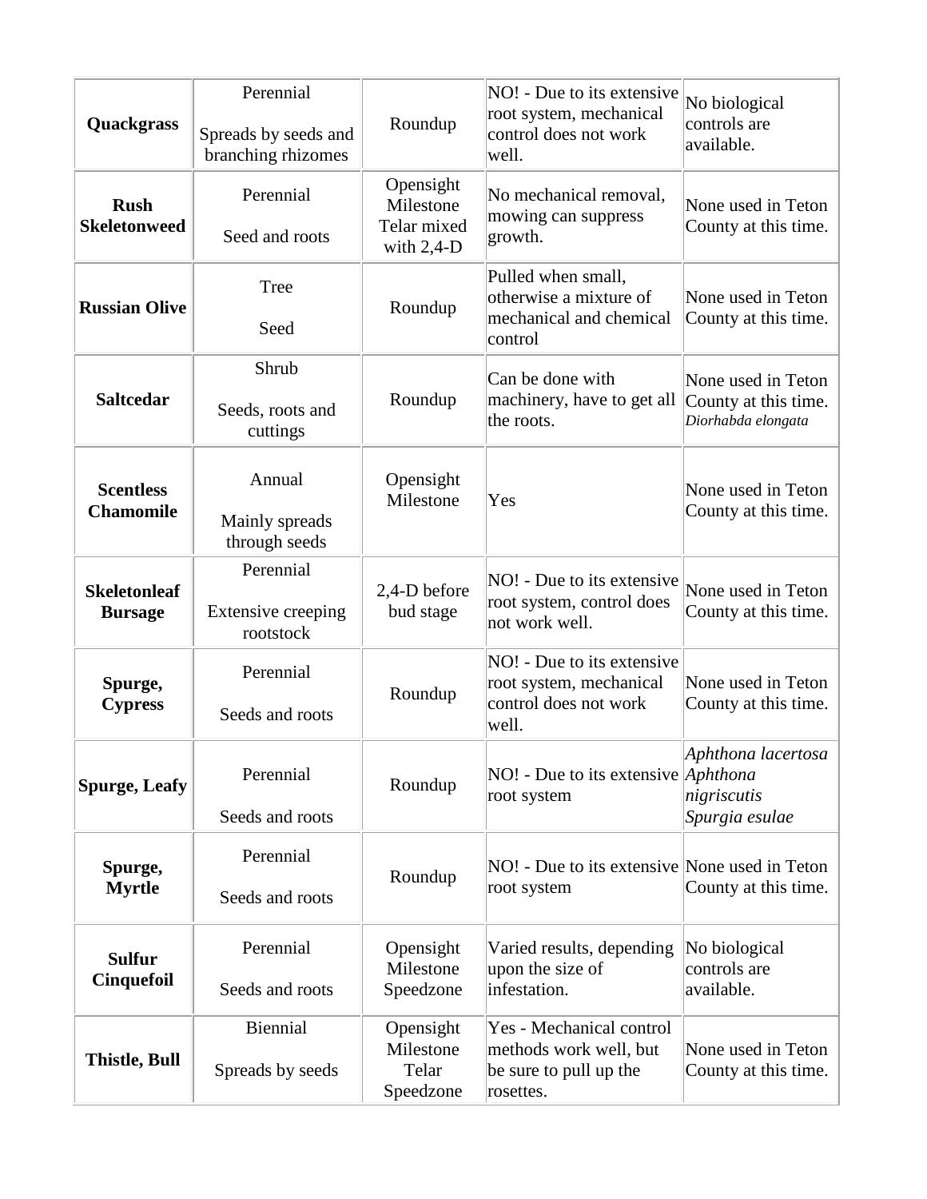| | | | | |
|---|---|---|---|---|
| **Quackgrass** | Perennial<br><br>Spreads by seeds and branching rhizomes | Roundup | NO! - Due to its extensive root system, mechanical control does not work well. | No biological controls are available. |
| **Rush Skeletonweed** | Perennial<br><br>Seed and roots | Opensight<br>Milestone<br>Telar mixed with 2,4-D | No mechanical removal, mowing can suppress growth. | None used in Teton County at this time. |
| **Russian Olive** | Tree<br><br>Seed | Roundup | Pulled when small, otherwise a mixture of mechanical and chemical control | None used in Teton County at this time. |
| **Saltcedar** | Shrub<br><br>Seeds, roots and cuttings | Roundup | Can be done with machinery, have to get all the roots. | None used in Teton County at this time.<br>*Diorhabda elongata* |
| **Scentless Chamomile** | Annual<br><br>Mainly spreads through seeds | Opensight<br>Milestone | Yes | None used in Teton County at this time. |
| **Skeletonleaf Bursage** | Perennial<br><br>Extensive creeping rootstock | 2,4-D before bud stage | NO! - Due to its extensive root system, control does not work well. | None used in Teton County at this time. |
| **Spurge, Cypress** | Perennial<br><br>Seeds and roots | Roundup | NO! - Due to its extensive root system, mechanical control does not work well. | None used in Teton County at this time. |
| **Spurge, Leafy** | Perennial<br><br>Seeds and roots | Roundup | NO! - Due to its extensive root system | *Aphthona lacertosa*<br>*Aphthona nigriscutis*<br>*Spurgia esulae* |
| **Spurge, Myrtle** | Perennial<br><br>Seeds and roots | Roundup | NO! - Due to its extensive root system | None used in Teton County at this time. |
| **Sulfur Cinquefoil** | Perennial<br><br>Seeds and roots | Opensight<br>Milestone<br>Speedzone | Varied results, depending upon the size of infestation. | No biological controls are available. |
| **Thistle, Bull** | Biennial<br><br>Spreads by seeds | Opensight<br>Milestone<br>Telar<br>Speedzone | Yes - Mechanical control methods work well, but be sure to pull up the rosettes. | None used in Teton County at this time. |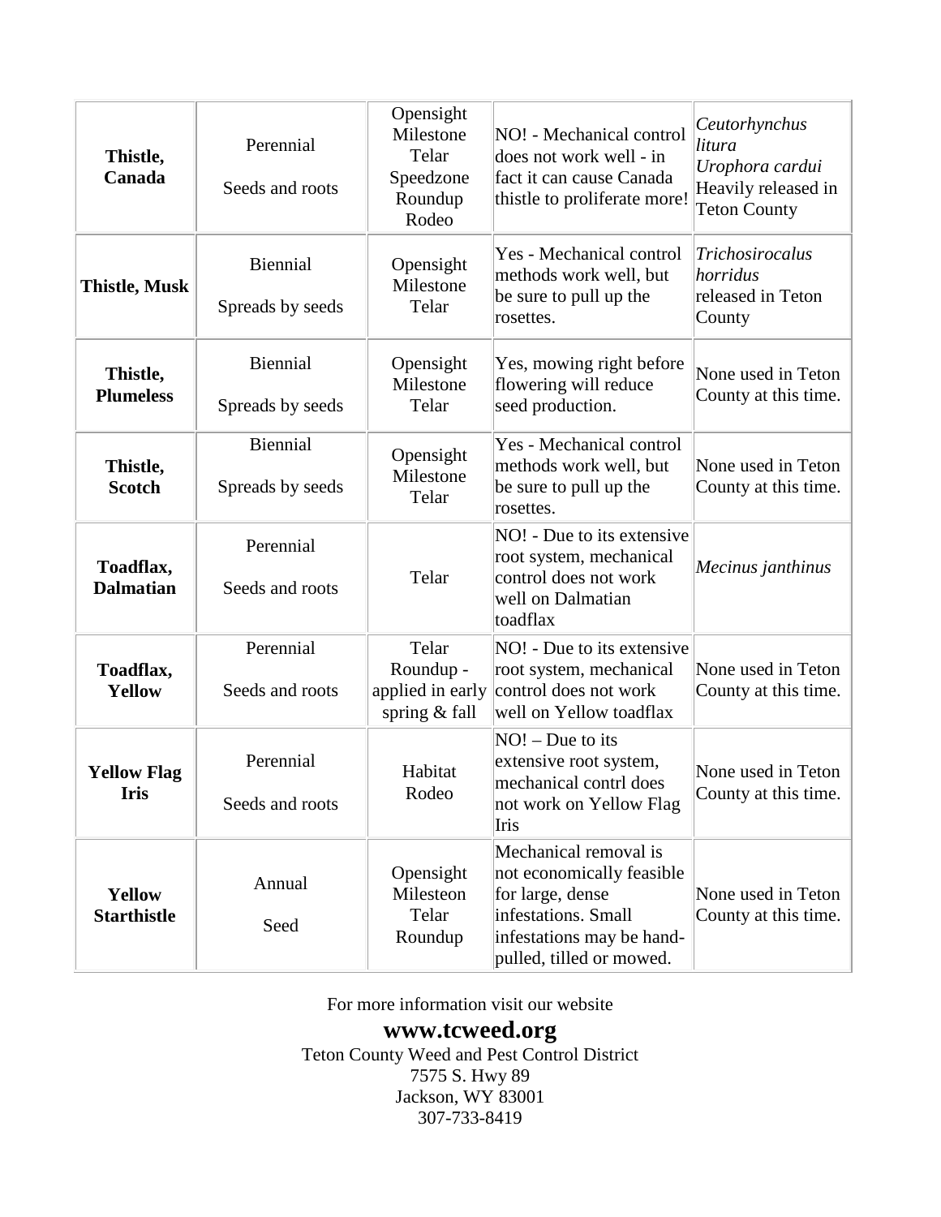| | | | | |
|---|---|---|---|---|
| **Thistle, Canada** | Perennial<br><br>Seeds and roots | Opensight<br>Milestone<br>Telar<br>Speedzone<br>Roundup<br>Rodeo | NO! - Mechanical control does not work well - in fact it can cause Canada thistle to proliferate more! | *Ceutorhynchus litura*<br>*Urophora cardui*<br>Heavily released in Teton County |
| **Thistle, Musk** | Biennial<br><br>Spreads by seeds | Opensight<br>Milestone<br>Telar | Yes - Mechanical control methods work well, but be sure to pull up the rosettes. | *Trichosirocalus horridus*<br>released in Teton County |
| **Thistle, Plumeless** | Biennial<br><br>Spreads by seeds | Opensight<br>Milestone<br>Telar | Yes, mowing right before flowering will reduce seed production. | None used in Teton County at this time. |
| **Thistle, Scotch** | Biennial<br><br>Spreads by seeds | Opensight<br>Milestone<br>Telar | Yes - Mechanical control methods work well, but be sure to pull up the rosettes. | None used in Teton County at this time. |
| **Toadflax, Dalmatian** | Perennial<br><br>Seeds and roots | Telar | NO! - Due to its extensive root system, mechanical control does not work well on Dalmatian toadflax | *Mecinus janthinus* |
| **Toadflax, Yellow** | Perennial<br><br>Seeds and roots | Telar<br>Roundup - applied in early spring & fall | NO! - Due to its extensive root system, mechanical control does not work well on Yellow toadflax | None used in Teton County at this time. |
| **Yellow Flag Iris** | Perennial<br><br>Seeds and roots | Habitat<br>Rodeo | NO! – Due to its extensive root system, mechanical contrl does not work on Yellow Flag Iris | None used in Teton County at this time. |
| **Yellow Starthistle** | Annual<br><br>Seed | Opensight<br>Milesteon<br>Telar<br>Roundup | Mechanical removal is not economically feasible for large, dense infestations. Small infestations may be hand-pulled, tilled or mowed. | None used in Teton County at this time. |

For more information visit our website

**www.tcweed.org**

Teton County Weed and Pest Control District
7575 S. Hwy 89
Jackson, WY 83001
307-733-8419